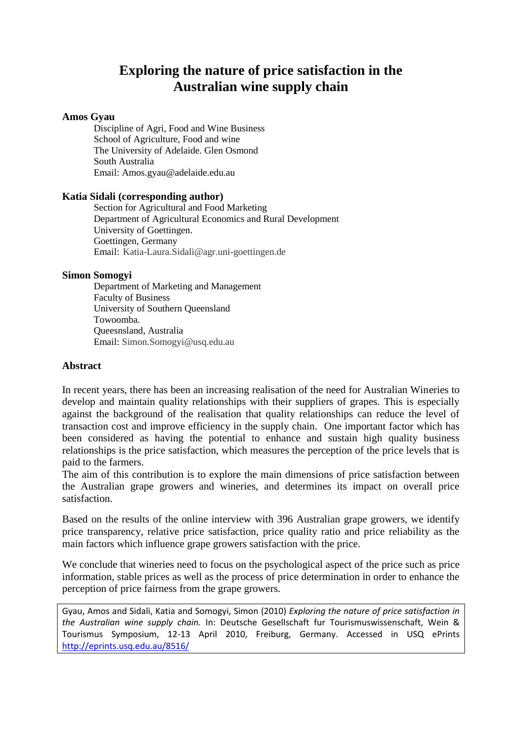# Exploring the nature of price satisfaction in the Australian wine supply chain

**Amos Gyau**

Discipline of Agri, Food and Wine Business
School of Agriculture, Food and wine
The University of Adelaide. Glen Osmond
South Australia
Email: Amos.gyau@adelaide.edu.au

**Katia Sidali (corresponding author)**

Section for Agricultural and Food Marketing
Department of Agricultural Economics and Rural Development
University of Goettingen.
Goettingen, Germany
Email: Katia-Laura.Sidali@agr.uni-goettingen.de

**Simon Somogyi**

Department of Marketing and Management
Faculty of Business
University of Southern Queensland
Towoomba.
Queesnsland, Australia
Email: Simon.Somogyi@usq.edu.au

## Abstract

In recent years, there has been an increasing realisation of the need for Australian Wineries to develop and maintain quality relationships with their suppliers of grapes. This is especially against the background of the realisation that quality relationships can reduce the level of transaction cost and improve efficiency in the supply chain. One important factor which has been considered as having the potential to enhance and sustain high quality business relationships is the price satisfaction, which measures the perception of the price levels that is paid to the farmers.

The aim of this contribution is to explore the main dimensions of price satisfaction between the Australian grape growers and wineries, and determines its impact on overall price satisfaction.

Based on the results of the online interview with 396 Australian grape growers, we identify price transparency, relative price satisfaction, price quality ratio and price reliability as the main factors which influence grape growers satisfaction with the price.

We conclude that wineries need to focus on the psychological aspect of the price such as price information, stable prices as well as the process of price determination in order to enhance the perception of price fairness from the grape growers.

Gyau, Amos and Sidali, Katia and Somogyi, Simon (2010) *Exploring the nature of price satisfaction in the Australian wine supply chain.* In: Deutsche Gesellschaft fur Tourismuswissenschaft, Wein & Tourismus Symposium, 12-13 April 2010, Freiburg, Germany. Accessed in USQ ePrints http://eprints.usq.edu.au/8516/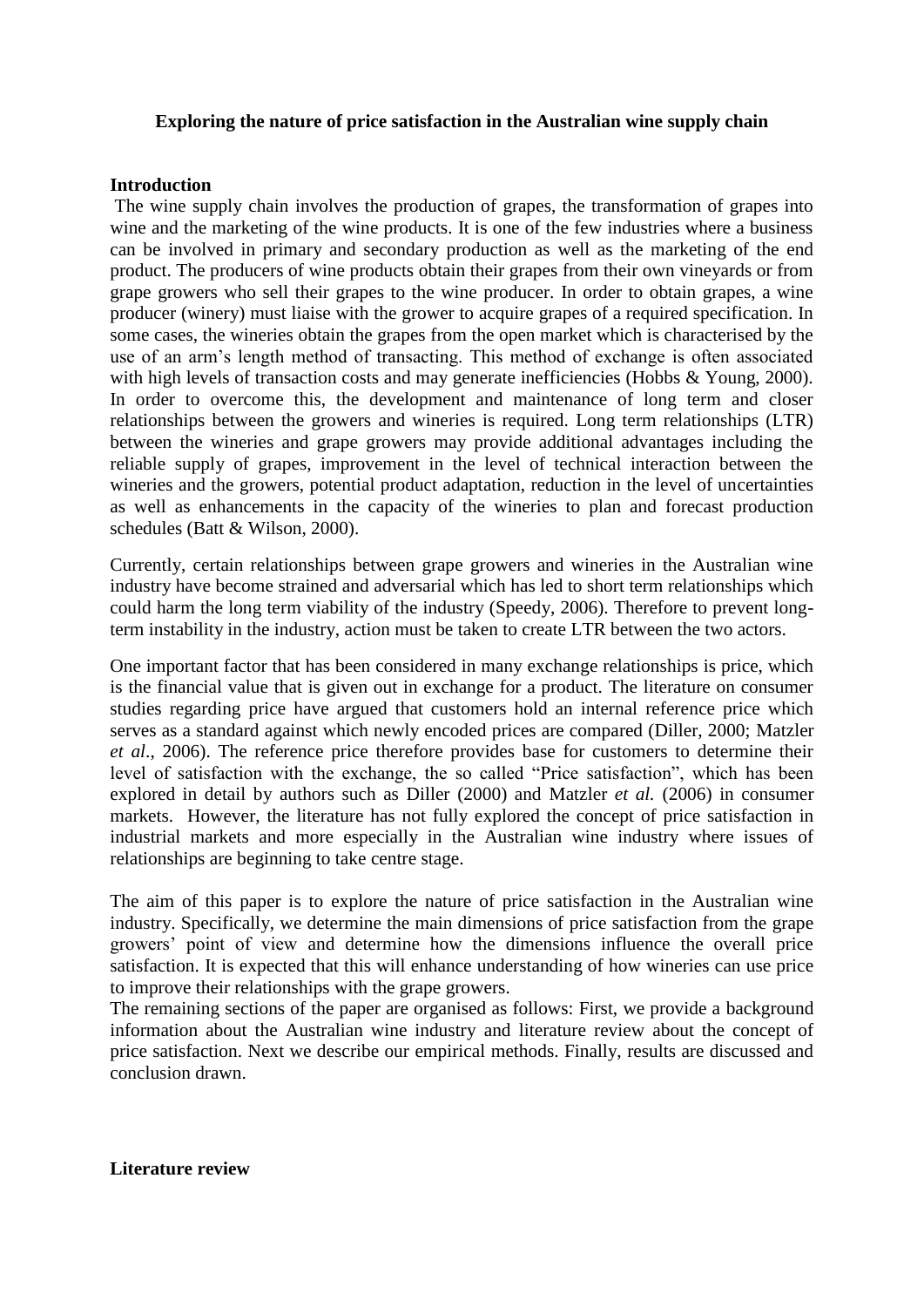**Exploring the nature of price satisfaction in the Australian wine supply chain**

## Introduction

The wine supply chain involves the production of grapes, the transformation of grapes into wine and the marketing of the wine products. It is one of the few industries where a business can be involved in primary and secondary production as well as the marketing of the end product. The producers of wine products obtain their grapes from their own vineyards or from grape growers who sell their grapes to the wine producer. In order to obtain grapes, a wine producer (winery) must liaise with the grower to acquire grapes of a required specification. In some cases, the wineries obtain the grapes from the open market which is characterised by the use of an arm's length method of transacting. This method of exchange is often associated with high levels of transaction costs and may generate inefficiencies (Hobbs & Young, 2000). In order to overcome this, the development and maintenance of long term and closer relationships between the growers and wineries is required. Long term relationships (LTR) between the wineries and grape growers may provide additional advantages including the reliable supply of grapes, improvement in the level of technical interaction between the wineries and the growers, potential product adaptation, reduction in the level of uncertainties as well as enhancements in the capacity of the wineries to plan and forecast production schedules (Batt & Wilson, 2000).

Currently, certain relationships between grape growers and wineries in the Australian wine industry have become strained and adversarial which has led to short term relationships which could harm the long term viability of the industry (Speedy, 2006). Therefore to prevent long-term instability in the industry, action must be taken to create LTR between the two actors.

One important factor that has been considered in many exchange relationships is price, which is the financial value that is given out in exchange for a product. The literature on consumer studies regarding price have argued that customers hold an internal reference price which serves as a standard against which newly encoded prices are compared (Diller, 2000; Matzler *et al*., 2006). The reference price therefore provides base for customers to determine their level of satisfaction with the exchange, the so called "Price satisfaction", which has been explored in detail by authors such as Diller (2000) and Matzler *et al.* (2006) in consumer markets. However, the literature has not fully explored the concept of price satisfaction in industrial markets and more especially in the Australian wine industry where issues of relationships are beginning to take centre stage.

The aim of this paper is to explore the nature of price satisfaction in the Australian wine industry. Specifically, we determine the main dimensions of price satisfaction from the grape growers' point of view and determine how the dimensions influence the overall price satisfaction. It is expected that this will enhance understanding of how wineries can use price to improve their relationships with the grape growers.

The remaining sections of the paper are organised as follows: First, we provide a background information about the Australian wine industry and literature review about the concept of price satisfaction. Next we describe our empirical methods. Finally, results are discussed and conclusion drawn.

## Literature review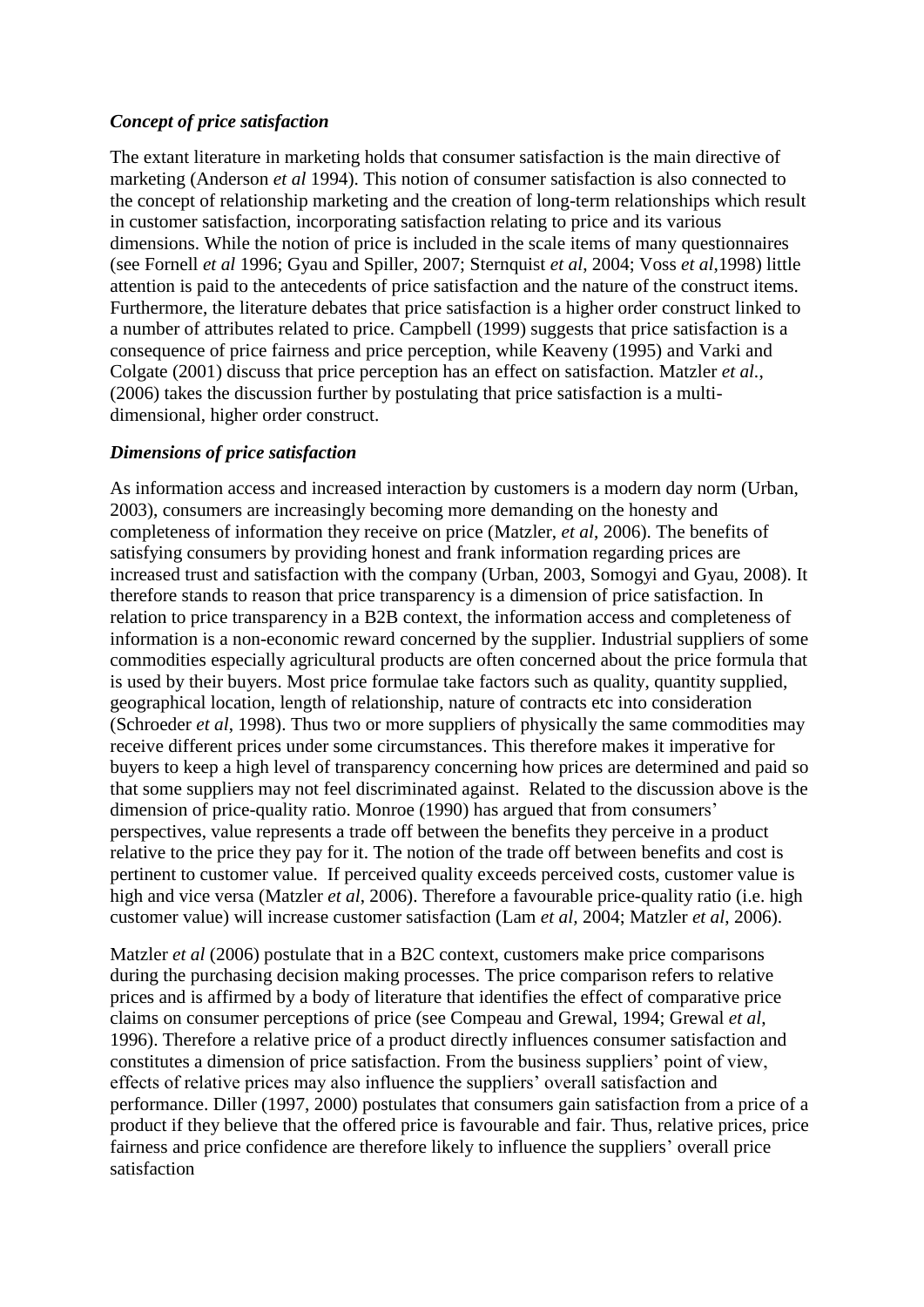### *Concept of price satisfaction*

The extant literature in marketing holds that consumer satisfaction is the main directive of marketing (Anderson *et al* 1994). This notion of consumer satisfaction is also connected to the concept of relationship marketing and the creation of long-term relationships which result in customer satisfaction, incorporating satisfaction relating to price and its various dimensions. While the notion of price is included in the scale items of many questionnaires (see Fornell *et al* 1996; Gyau and Spiller, 2007; Sternquist *et al*, 2004; Voss *et al*,1998) little attention is paid to the antecedents of price satisfaction and the nature of the construct items. Furthermore, the literature debates that price satisfaction is a higher order construct linked to a number of attributes related to price. Campbell (1999) suggests that price satisfaction is a consequence of price fairness and price perception, while Keaveny (1995) and Varki and Colgate (2001) discuss that price perception has an effect on satisfaction. Matzler *et al.*, (2006) takes the discussion further by postulating that price satisfaction is a multi-dimensional, higher order construct.

### *Dimensions of price satisfaction*

As information access and increased interaction by customers is a modern day norm (Urban, 2003), consumers are increasingly becoming more demanding on the honesty and completeness of information they receive on price (Matzler, *et al*, 2006). The benefits of satisfying consumers by providing honest and frank information regarding prices are increased trust and satisfaction with the company (Urban, 2003, Somogyi and Gyau, 2008). It therefore stands to reason that price transparency is a dimension of price satisfaction. In relation to price transparency in a B2B context, the information access and completeness of information is a non-economic reward concerned by the supplier. Industrial suppliers of some commodities especially agricultural products are often concerned about the price formula that is used by their buyers. Most price formulae take factors such as quality, quantity supplied, geographical location, length of relationship, nature of contracts etc into consideration (Schroeder *et al*, 1998). Thus two or more suppliers of physically the same commodities may receive different prices under some circumstances. This therefore makes it imperative for buyers to keep a high level of transparency concerning how prices are determined and paid so that some suppliers may not feel discriminated against. Related to the discussion above is the dimension of price-quality ratio. Monroe (1990) has argued that from consumers' perspectives, value represents a trade off between the benefits they perceive in a product relative to the price they pay for it. The notion of the trade off between benefits and cost is pertinent to customer value. If perceived quality exceeds perceived costs, customer value is high and vice versa (Matzler *et al*, 2006). Therefore a favourable price-quality ratio (i.e. high customer value) will increase customer satisfaction (Lam *et al*, 2004; Matzler *et al*, 2006).

Matzler *et al* (2006) postulate that in a B2C context, customers make price comparisons during the purchasing decision making processes. The price comparison refers to relative prices and is affirmed by a body of literature that identifies the effect of comparative price claims on consumer perceptions of price (see Compeau and Grewal, 1994; Grewal *et al*, 1996). Therefore a relative price of a product directly influences consumer satisfaction and constitutes a dimension of price satisfaction. From the business suppliers' point of view, effects of relative prices may also influence the suppliers' overall satisfaction and performance. Diller (1997, 2000) postulates that consumers gain satisfaction from a price of a product if they believe that the offered price is favourable and fair. Thus, relative prices, price fairness and price confidence are therefore likely to influence the suppliers' overall price satisfaction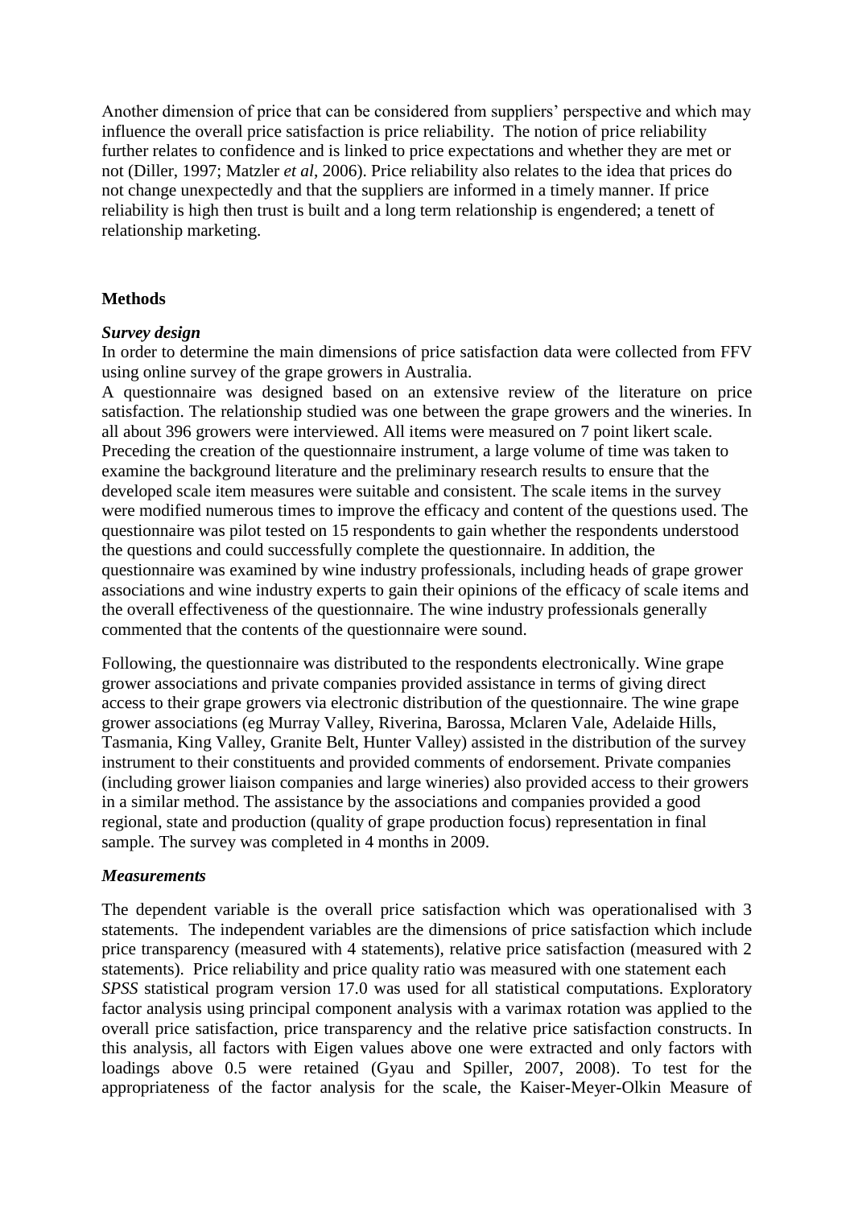Another dimension of price that can be considered from suppliers' perspective and which may influence the overall price satisfaction is price reliability. The notion of price reliability further relates to confidence and is linked to price expectations and whether they are met or not (Diller, 1997; Matzler *et al*, 2006). Price reliability also relates to the idea that prices do not change unexpectedly and that the suppliers are informed in a timely manner. If price reliability is high then trust is built and a long term relationship is engendered; a tenett of relationship marketing.

## Methods

### *Survey design*

In order to determine the main dimensions of price satisfaction data were collected from FFV using online survey of the grape growers in Australia.

A questionnaire was designed based on an extensive review of the literature on price satisfaction. The relationship studied was one between the grape growers and the wineries. In all about 396 growers were interviewed. All items were measured on 7 point likert scale. Preceding the creation of the questionnaire instrument, a large volume of time was taken to examine the background literature and the preliminary research results to ensure that the developed scale item measures were suitable and consistent. The scale items in the survey were modified numerous times to improve the efficacy and content of the questions used. The questionnaire was pilot tested on 15 respondents to gain whether the respondents understood the questions and could successfully complete the questionnaire. In addition, the questionnaire was examined by wine industry professionals, including heads of grape grower associations and wine industry experts to gain their opinions of the efficacy of scale items and the overall effectiveness of the questionnaire. The wine industry professionals generally commented that the contents of the questionnaire were sound.

Following, the questionnaire was distributed to the respondents electronically. Wine grape grower associations and private companies provided assistance in terms of giving direct access to their grape growers via electronic distribution of the questionnaire. The wine grape grower associations (eg Murray Valley, Riverina, Barossa, Mclaren Vale, Adelaide Hills, Tasmania, King Valley, Granite Belt, Hunter Valley) assisted in the distribution of the survey instrument to their constituents and provided comments of endorsement. Private companies (including grower liaison companies and large wineries) also provided access to their growers in a similar method. The assistance by the associations and companies provided a good regional, state and production (quality of grape production focus) representation in final sample. The survey was completed in 4 months in 2009.

### *Measurements*

The dependent variable is the overall price satisfaction which was operationalised with 3 statements. The independent variables are the dimensions of price satisfaction which include price transparency (measured with 4 statements), relative price satisfaction (measured with 2 statements). Price reliability and price quality ratio was measured with one statement each *SPSS* statistical program version 17.0 was used for all statistical computations. Exploratory factor analysis using principal component analysis with a varimax rotation was applied to the overall price satisfaction, price transparency and the relative price satisfaction constructs. In this analysis, all factors with Eigen values above one were extracted and only factors with loadings above 0.5 were retained (Gyau and Spiller, 2007, 2008). To test for the appropriateness of the factor analysis for the scale, the Kaiser-Meyer-Olkin Measure of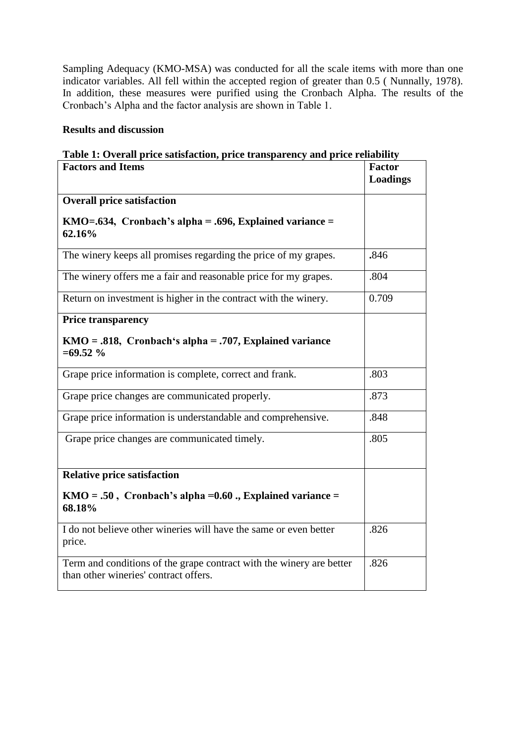Sampling Adequacy (KMO-MSA) was conducted for all the scale items with more than one indicator variables. All fell within the accepted region of greater than 0.5 ( Nunnally, 1978). In addition, these measures were purified using the Cronbach Alpha. The results of the Cronbach's Alpha and the factor analysis are shown in Table 1.

**Results and discussion**

**Table 1: Overall price satisfaction, price transparency and price reliability**

| Factors and Items | Factor Loadings |
|---|---|
| **Overall price satisfaction**<br>**KMO=.634, Cronbach's alpha = .696, Explained variance = 62.16%** | |
| The winery keeps all promises regarding the price of my grapes. | **.**846 |
| The winery offers me a fair and reasonable price for my grapes. | .804 |
| Return on investment is higher in the contract with the winery. | 0.709 |
| **Price transparency**<br>**KMO = .818, Cronbach's alpha = .707, Explained variance =69.52 %** | |
| Grape price information is complete, correct and frank. | .803 |
| Grape price changes are communicated properly. | .873 |
| Grape price information is understandable and comprehensive. | .848 |
| Grape price changes are communicated timely. | .805 |
| **Relative price satisfaction**<br>**KMO = .50 , Cronbach's alpha =0.60 ., Explained variance = 68.18%** | |
| I do not believe other wineries will have the same or even better price. | .826 |
| Term and conditions of the grape contract with the winery are better than other wineries' contract offers. | .826 |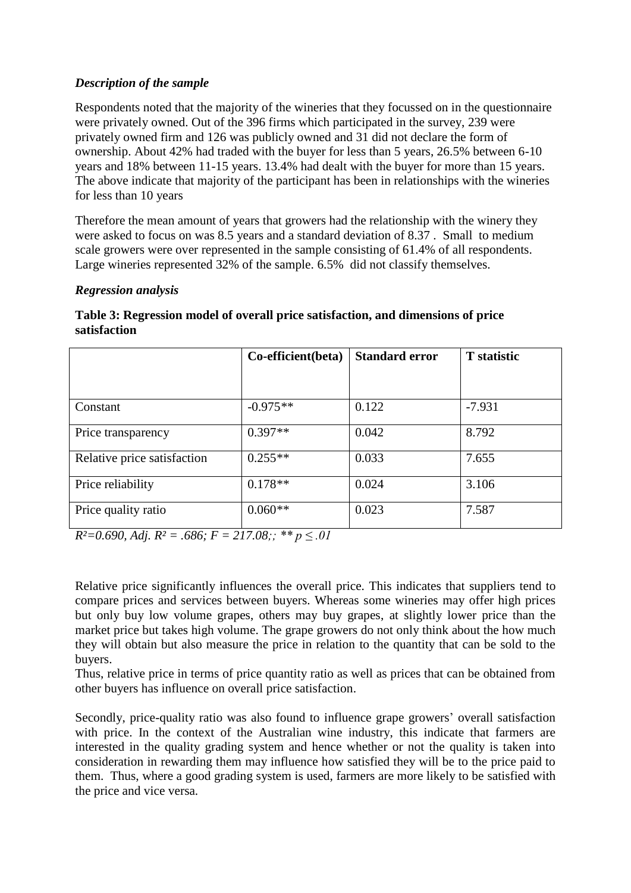### *Description of the sample*

Respondents noted that the majority of the wineries that they focussed on in the questionnaire were privately owned. Out of the 396 firms which participated in the survey, 239 were privately owned firm and 126 was publicly owned and 31 did not declare the form of ownership. About 42% had traded with the buyer for less than 5 years, 26.5% between 6-10 years and 18% between 11-15 years. 13.4% had dealt with the buyer for more than 15 years. The above indicate that majority of the participant has been in relationships with the wineries for less than 10 years

Therefore the mean amount of years that growers had the relationship with the winery they were asked to focus on was 8.5 years and a standard deviation of 8.37 . Small to medium scale growers were over represented in the sample consisting of 61.4% of all respondents. Large wineries represented 32% of the sample. 6.5% did not classify themselves.

### *Regression analysis*

**Table 3: Regression model of overall price satisfaction, and dimensions of price satisfaction**

| | Co-efficient(beta) | Standard error | T statistic |
|---|---|---|---|
| Constant | -0.975** | 0.122 | -7.931 |
| Price transparency | 0.397** | 0.042 | 8.792 |
| Relative price satisfaction | 0.255** | 0.033 | 7.655 |
| Price reliability | 0.178** | 0.024 | 3.106 |
| Price quality ratio | 0.060** | 0.023 | 7.587 |

*$R^2$=0.690, Adj. $R^2$ = .686; F = 217.08;; ** $p \leq .01$*

Relative price significantly influences the overall price. This indicates that suppliers tend to compare prices and services between buyers. Whereas some wineries may offer high prices but only buy low volume grapes, others may buy grapes, at slightly lower price than the market price but takes high volume. The grape growers do not only think about the how much they will obtain but also measure the price in relation to the quantity that can be sold to the buyers.

Thus, relative price in terms of price quantity ratio as well as prices that can be obtained from other buyers has influence on overall price satisfaction.

Secondly, price-quality ratio was also found to influence grape growers' overall satisfaction with price. In the context of the Australian wine industry, this indicate that farmers are interested in the quality grading system and hence whether or not the quality is taken into consideration in rewarding them may influence how satisfied they will be to the price paid to them. Thus, where a good grading system is used, farmers are more likely to be satisfied with the price and vice versa.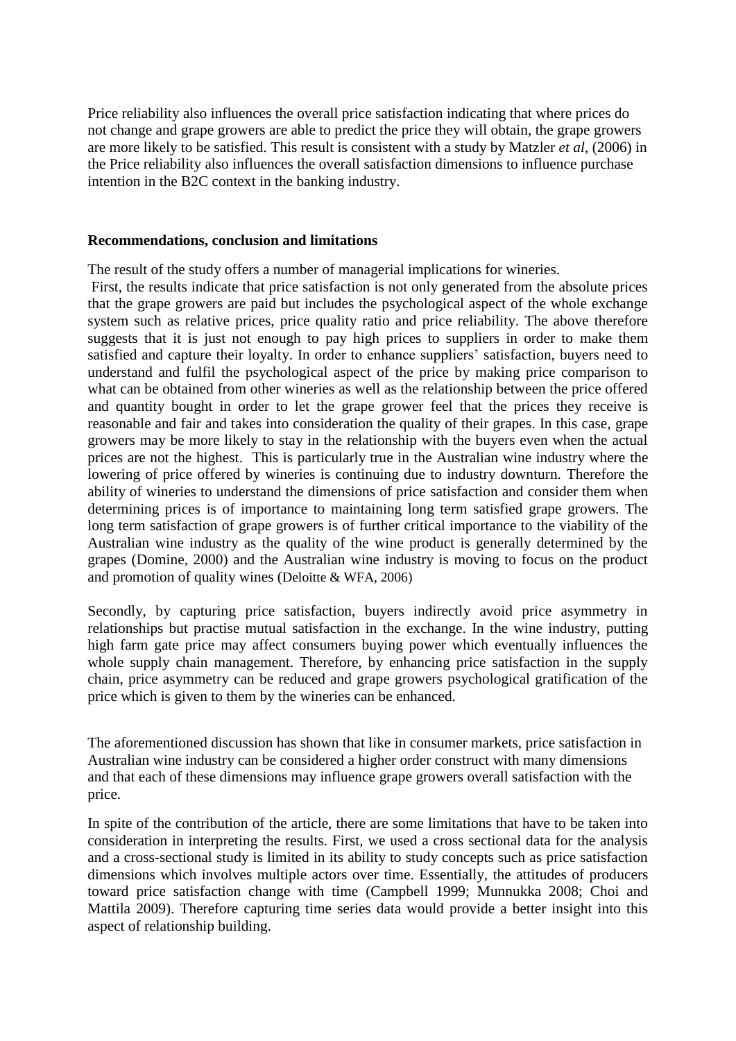Price reliability also influences the overall price satisfaction indicating that where prices do not change and grape growers are able to predict the price they will obtain, the grape growers are more likely to be satisfied. This result is consistent with a study by Matzler *et al*, (2006) in the Price reliability also influences the overall satisfaction dimensions to influence purchase intention in the B2C context in the banking industry.

**Recommendations, conclusion and limitations**

The result of the study offers a number of managerial implications for wineries.

First, the results indicate that price satisfaction is not only generated from the absolute prices that the grape growers are paid but includes the psychological aspect of the whole exchange system such as relative prices, price quality ratio and price reliability. The above therefore suggests that it is just not enough to pay high prices to suppliers in order to make them satisfied and capture their loyalty. In order to enhance suppliers' satisfaction, buyers need to understand and fulfil the psychological aspect of the price by making price comparison to what can be obtained from other wineries as well as the relationship between the price offered and quantity bought in order to let the grape grower feel that the prices they receive is reasonable and fair and takes into consideration the quality of their grapes. In this case, grape growers may be more likely to stay in the relationship with the buyers even when the actual prices are not the highest. This is particularly true in the Australian wine industry where the lowering of price offered by wineries is continuing due to industry downturn. Therefore the ability of wineries to understand the dimensions of price satisfaction and consider them when determining prices is of importance to maintaining long term satisfied grape growers. The long term satisfaction of grape growers is of further critical importance to the viability of the Australian wine industry as the quality of the wine product is generally determined by the grapes (Domine, 2000) and the Australian wine industry is moving to focus on the product and promotion of quality wines (Deloitte & WFA, 2006)

Secondly, by capturing price satisfaction, buyers indirectly avoid price asymmetry in relationships but practise mutual satisfaction in the exchange. In the wine industry, putting high farm gate price may affect consumers buying power which eventually influences the whole supply chain management. Therefore, by enhancing price satisfaction in the supply chain, price asymmetry can be reduced and grape growers psychological gratification of the price which is given to them by the wineries can be enhanced.

The aforementioned discussion has shown that like in consumer markets, price satisfaction in Australian wine industry can be considered a higher order construct with many dimensions and that each of these dimensions may influence grape growers overall satisfaction with the price.

In spite of the contribution of the article, there are some limitations that have to be taken into consideration in interpreting the results. First, we used a cross sectional data for the analysis and a cross-sectional study is limited in its ability to study concepts such as price satisfaction dimensions which involves multiple actors over time. Essentially, the attitudes of producers toward price satisfaction change with time (Campbell 1999; Munnukka 2008; Choi and Mattila 2009). Therefore capturing time series data would provide a better insight into this aspect of relationship building.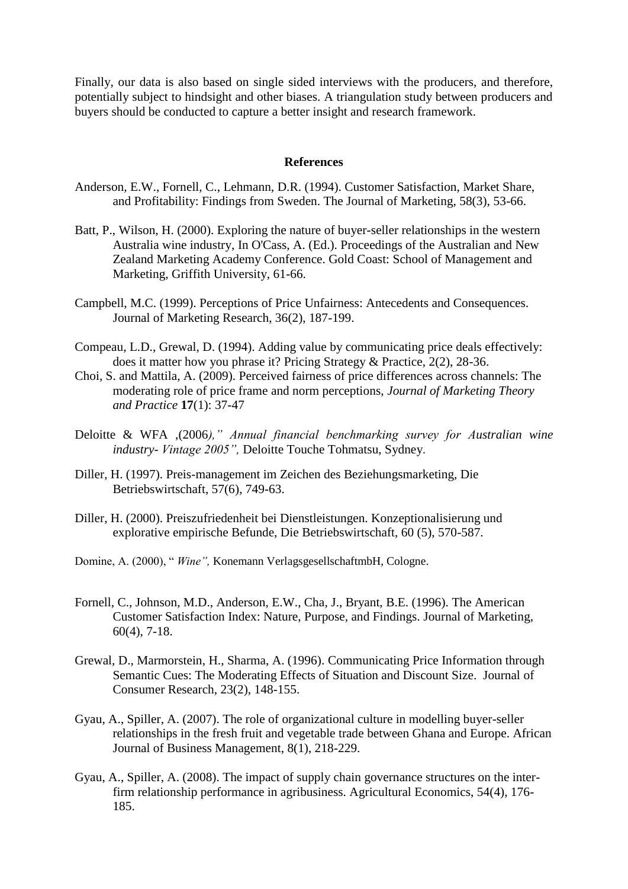Finally, our data is also based on single sided interviews with the producers, and therefore, potentially subject to hindsight and other biases. A triangulation study between producers and buyers should be conducted to capture a better insight and research framework.

## References

Anderson, E.W., Fornell, C., Lehmann, D.R. (1994). Customer Satisfaction, Market Share, and Profitability: Findings from Sweden. The Journal of Marketing, 58(3), 53-66.

Batt, P., Wilson, H. (2000). Exploring the nature of buyer-seller relationships in the western Australia wine industry, In O'Cass, A. (Ed.). Proceedings of the Australian and New Zealand Marketing Academy Conference. Gold Coast: School of Management and Marketing, Griffith University, 61-66.

Campbell, M.C. (1999). Perceptions of Price Unfairness: Antecedents and Consequences. Journal of Marketing Research, 36(2), 187-199.

Compeau, L.D., Grewal, D. (1994). Adding value by communicating price deals effectively: does it matter how you phrase it? Pricing Strategy & Practice, 2(2), 28-36.

Choi, S. and Mattila, A. (2009). Perceived fairness of price differences across channels: The moderating role of price frame and norm perceptions, *Journal of Marketing Theory and Practice* **17**(1): 37-47

Deloitte & WFA ,(2006*)," Annual financial benchmarking survey for Australian wine industry- Vintage 2005",* Deloitte Touche Tohmatsu, Sydney.

Diller, H. (1997). Preis-management im Zeichen des Beziehungsmarketing, Die Betriebswirtschaft, 57(6), 749-63.

Diller, H. (2000). Preiszufriedenheit bei Dienstleistungen. Konzeptionalisierung und explorative empirische Befunde, Die Betriebswirtschaft, 60 (5), 570-587.

Domine, A. (2000), " *Wine",* Konemann VerlagsgesellschaftmbH, Cologne.

Fornell, C., Johnson, M.D., Anderson, E.W., Cha, J., Bryant, B.E. (1996). The American Customer Satisfaction Index: Nature, Purpose, and Findings. Journal of Marketing, 60(4), 7-18.

Grewal, D., Marmorstein, H., Sharma, A. (1996). Communicating Price Information through Semantic Cues: The Moderating Effects of Situation and Discount Size. Journal of Consumer Research, 23(2), 148-155.

Gyau, A., Spiller, A. (2007). The role of organizational culture in modelling buyer-seller relationships in the fresh fruit and vegetable trade between Ghana and Europe. African Journal of Business Management, 8(1), 218-229.

Gyau, A., Spiller, A. (2008). The impact of supply chain governance structures on the inter-firm relationship performance in agribusiness. Agricultural Economics, 54(4), 176-185.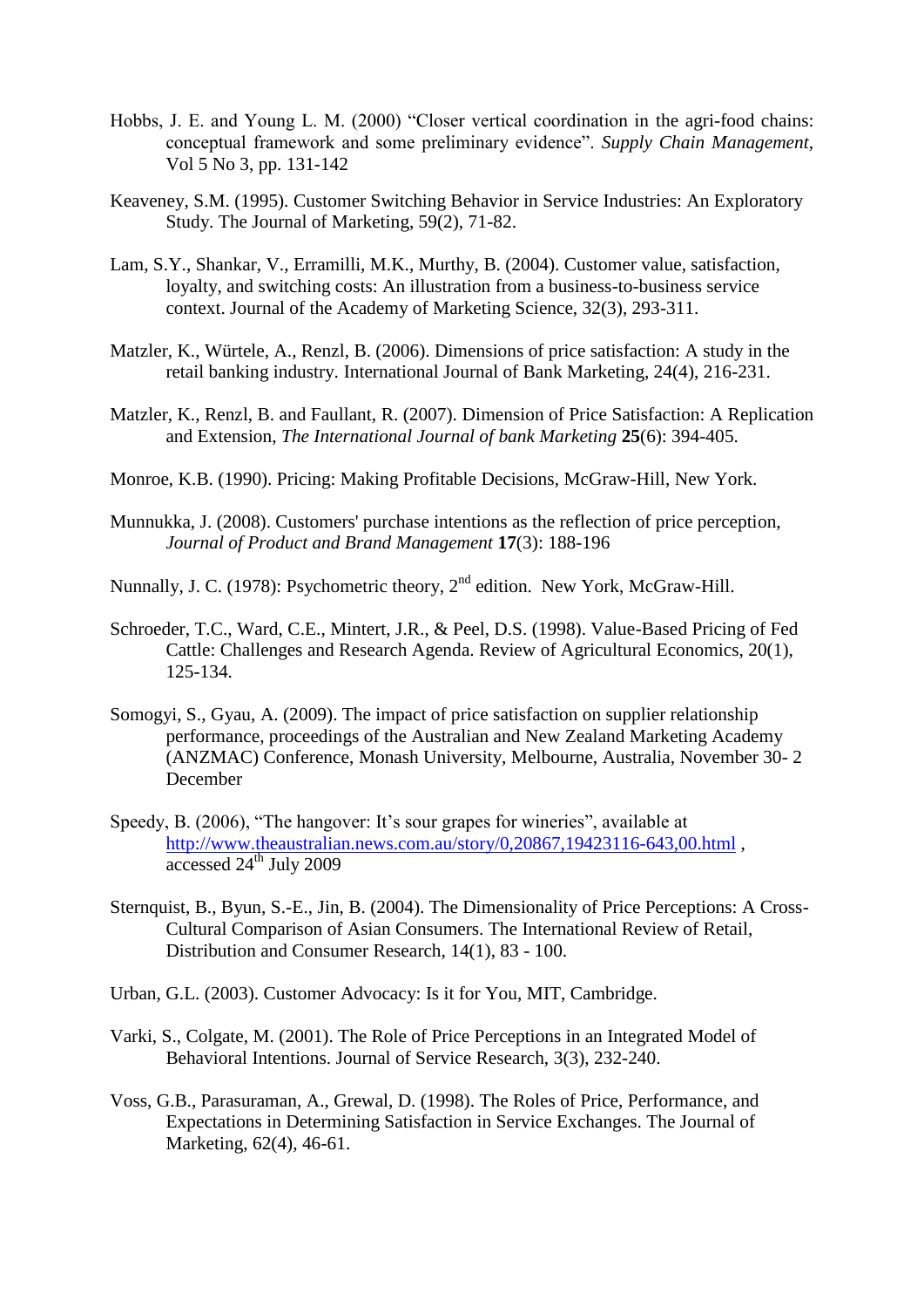Hobbs, J. E. and Young L. M. (2000) "Closer vertical coordination in the agri-food chains: conceptual framework and some preliminary evidence". *Supply Chain Management*, Vol 5 No 3, pp. 131-142

Keaveney, S.M. (1995). Customer Switching Behavior in Service Industries: An Exploratory Study. The Journal of Marketing, 59(2), 71-82.

Lam, S.Y., Shankar, V., Erramilli, M.K., Murthy, B. (2004). Customer value, satisfaction, loyalty, and switching costs: An illustration from a business-to-business service context. Journal of the Academy of Marketing Science, 32(3), 293-311.

Matzler, K., Würtele, A., Renzl, B. (2006). Dimensions of price satisfaction: A study in the retail banking industry. International Journal of Bank Marketing, 24(4), 216-231.

Matzler, K., Renzl, B. and Faullant, R. (2007). Dimension of Price Satisfaction: A Replication and Extension, *The International Journal of bank Marketing* **25**(6): 394-405.

Monroe, K.B. (1990). Pricing: Making Profitable Decisions, McGraw-Hill, New York.

Munnukka, J. (2008). Customers' purchase intentions as the reflection of price perception, *Journal of Product and Brand Management* **17**(3): 188-196

Nunnally, J. C. (1978): Psychometric theory, 2nd edition. New York, McGraw-Hill.

Schroeder, T.C., Ward, C.E., Mintert, J.R., & Peel, D.S. (1998). Value-Based Pricing of Fed Cattle: Challenges and Research Agenda. Review of Agricultural Economics, 20(1), 125-134.

Somogyi, S., Gyau, A. (2009). The impact of price satisfaction on supplier relationship performance, proceedings of the Australian and New Zealand Marketing Academy (ANZMAC) Conference, Monash University, Melbourne, Australia, November 30- 2 December

Speedy, B. (2006), "The hangover: It's sour grapes for wineries", available at http://www.theaustralian.news.com.au/story/0,20867,19423116-643,00.html , accessed 24th July 2009

Sternquist, B., Byun, S.-E., Jin, B. (2004). The Dimensionality of Price Perceptions: A Cross-Cultural Comparison of Asian Consumers. The International Review of Retail, Distribution and Consumer Research, 14(1), 83 - 100.

Urban, G.L. (2003). Customer Advocacy: Is it for You, MIT, Cambridge.

Varki, S., Colgate, M. (2001). The Role of Price Perceptions in an Integrated Model of Behavioral Intentions. Journal of Service Research, 3(3), 232-240.

Voss, G.B., Parasuraman, A., Grewal, D. (1998). The Roles of Price, Performance, and Expectations in Determining Satisfaction in Service Exchanges. The Journal of Marketing, 62(4), 46-61.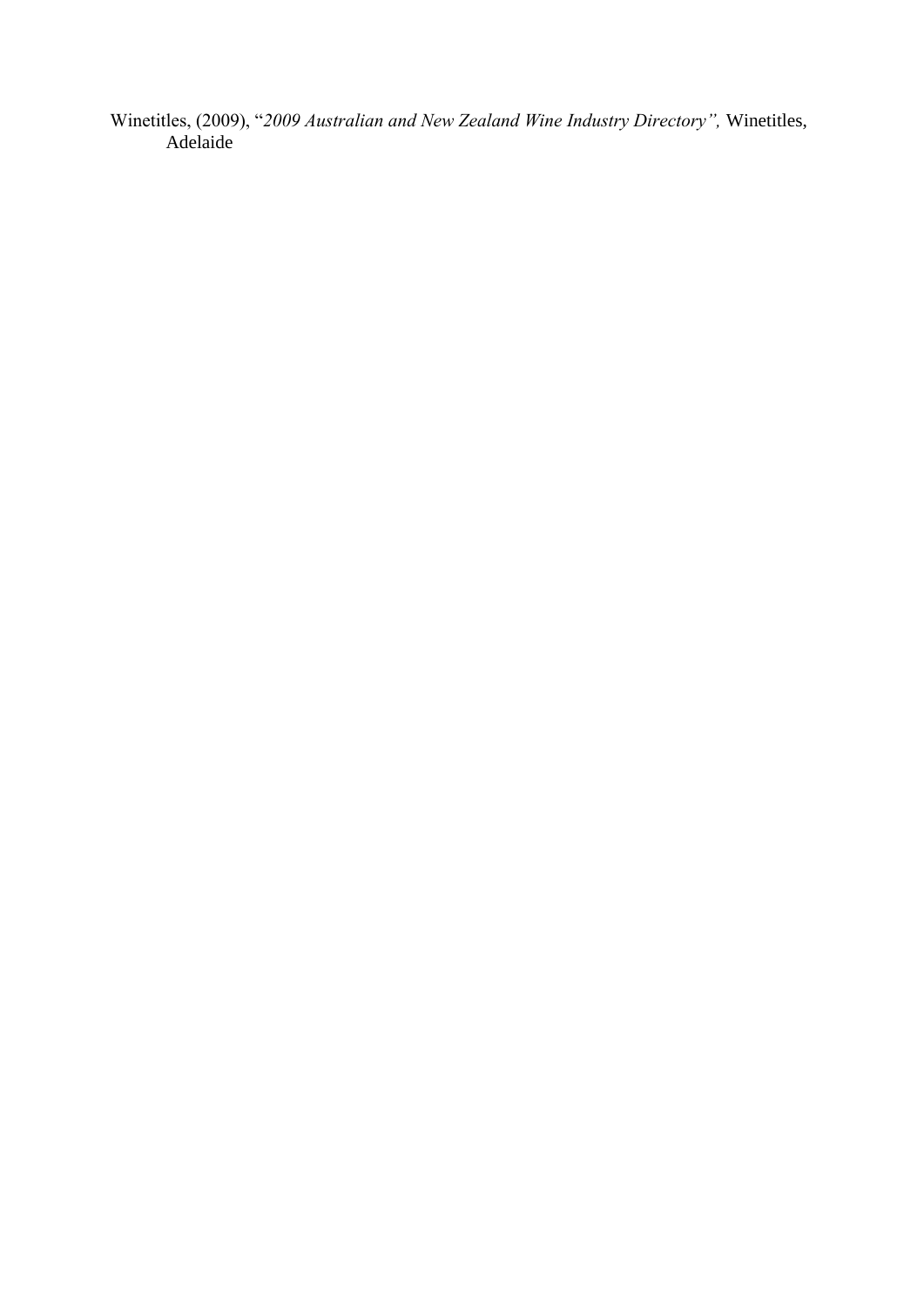Winetitles, (2009), "*2009 Australian and New Zealand Wine Industry Directory",* Winetitles, Adelaide